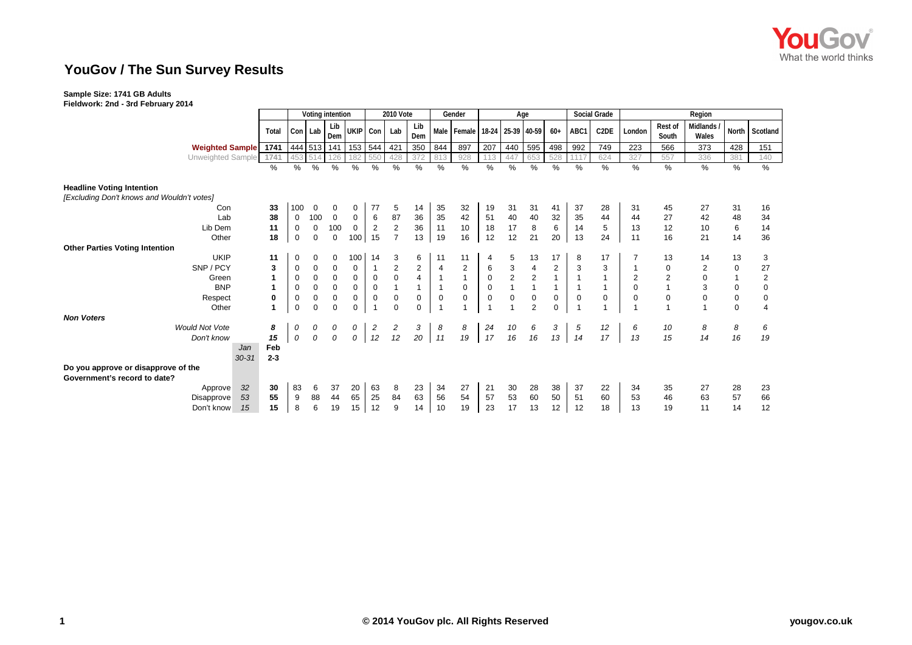# YouGov / The Sun Survey Results

**Sample Size: 1741 GB Adults**
**Fieldwork: 2nd - 3rd February 2014**

| | | Total | Voting intention | | | | 2010 Vote | | | Gender | | Age | | | | Social Grade | | Region | | | | |
|---|---|---|---|---|---|---|---|---|---|---|---|---|---|---|---|---|---|---|---|---|---|---|
| | | | Con | Lab | Lib Dem | UKIP | Con | Lab | Lib Dem | Male | Female | 18-24 | 25-39 | 40-59 | 60+ | ABC1 | C2DE | London | Rest of South | Midlands / Wales | North | Scotland |
| **Weighted Sample** | | 1741 | 444 | 513 | 141 | 153 | 544 | 421 | 350 | 844 | 897 | 207 | 440 | 595 | 498 | 992 | 749 | 223 | 566 | 373 | 428 | 151 |
| Unweighted Sample | | 1741 | 453 | 514 | 126 | 182 | 550 | 428 | 372 | 813 | 928 | 113 | 447 | 653 | 528 | 1117 | 624 | 327 | 557 | 336 | 381 | 140 |
| | | % | % | % | % | % | % | % | % | % | % | % | % | % | % | % | % | % | % | % | % | % |
| **Headline Voting Intention** | | | | | | | | | | | | | | | | | | | | | | |
| *[Excluding Don't knows and Wouldn't votes]* | | | | | | | | | | | | | | | | | | | | | | |
| Con | | 33 | 100 | 0 | 0 | 0 | 77 | 5 | 14 | 35 | 32 | 19 | 31 | 31 | 41 | 37 | 28 | 31 | 45 | 27 | 31 | 16 |
| Lab | | 38 | 0 | 100 | 0 | 0 | 6 | 87 | 36 | 35 | 42 | 51 | 40 | 40 | 32 | 35 | 44 | 44 | 27 | 42 | 48 | 34 |
| Lib Dem | | 11 | 0 | 0 | 100 | 0 | 2 | 2 | 36 | 11 | 10 | 18 | 17 | 8 | 6 | 14 | 5 | 13 | 12 | 10 | 6 | 14 |
| Other | | 18 | 0 | 0 | 0 | 100 | 15 | 7 | 13 | 19 | 16 | 12 | 12 | 21 | 20 | 13 | 24 | 11 | 16 | 21 | 14 | 36 |
| **Other Parties Voting Intention** | | | | | | | | | | | | | | | | | | | | | | |
| UKIP | | 11 | 0 | 0 | 0 | 100 | 14 | 3 | 6 | 11 | 11 | 4 | 5 | 13 | 17 | 8 | 17 | 7 | 13 | 14 | 13 | 3 |
| SNP / PCY | | 3 | 0 | 0 | 0 | 0 | 1 | 2 | 2 | 4 | 2 | 6 | 3 | 4 | 2 | 3 | 3 | 1 | 0 | 2 | 0 | 27 |
| Green | | 1 | 0 | 0 | 0 | 0 | 0 | 0 | 4 | 1 | 1 | 0 | 2 | 2 | 1 | 1 | 1 | 2 | 2 | 0 | 1 | 2 |
| BNP | | 1 | 0 | 0 | 0 | 0 | 0 | 1 | 1 | 1 | 0 | 0 | 1 | 1 | 1 | 1 | 1 | 0 | 1 | 3 | 0 | 0 |
| Respect | | 0 | 0 | 0 | 0 | 0 | 0 | 0 | 0 | 0 | 0 | 0 | 0 | 0 | 0 | 0 | 0 | 0 | 0 | 0 | 0 | 0 |
| Other | | 1 | 0 | 0 | 0 | 0 | 1 | 0 | 0 | 1 | 1 | 1 | 1 | 2 | 0 | 1 | 1 | 1 | 1 | 1 | 0 | 4 |
| ***Non Voters*** | | | | | | | | | | | | | | | | | | | | | | |
| *Would Not Vote* | | *8* | *0* | *0* | *0* | *0* | *2* | *2* | *3* | *8* | *8* | *24* | *10* | *6* | *3* | *5* | *12* | *6* | *10* | *8* | *8* | *6* |
| *Don't know* | | *15* | *0* | *0* | *0* | *0* | *12* | *12* | *20* | *11* | *19* | *17* | *16* | *16* | *13* | *14* | *17* | *13* | *15* | *14* | *16* | *19* |
| | *Jan 30-31* | **Feb 2-3** | | | | | | | | | | | | | | | | | | | | |
| **Do you approve or disapprove of the Government's record to date?** | | | | | | | | | | | | | | | | | | | | | | |
| Approve | *32* | 30 | 83 | 6 | 37 | 20 | 63 | 8 | 23 | 34 | 27 | 21 | 30 | 28 | 38 | 37 | 22 | 34 | 35 | 27 | 28 | 23 |
| Disapprove | *53* | 55 | 9 | 88 | 44 | 65 | 25 | 84 | 63 | 56 | 54 | 57 | 53 | 60 | 50 | 51 | 60 | 53 | 46 | 63 | 57 | 66 |
| Don't know | *15* | 15 | 8 | 6 | 19 | 15 | 12 | 9 | 14 | 10 | 19 | 23 | 17 | 13 | 12 | 12 | 18 | 13 | 19 | 11 | 14 | 12 |

© 2014 YouGov plc. All Rights Reserved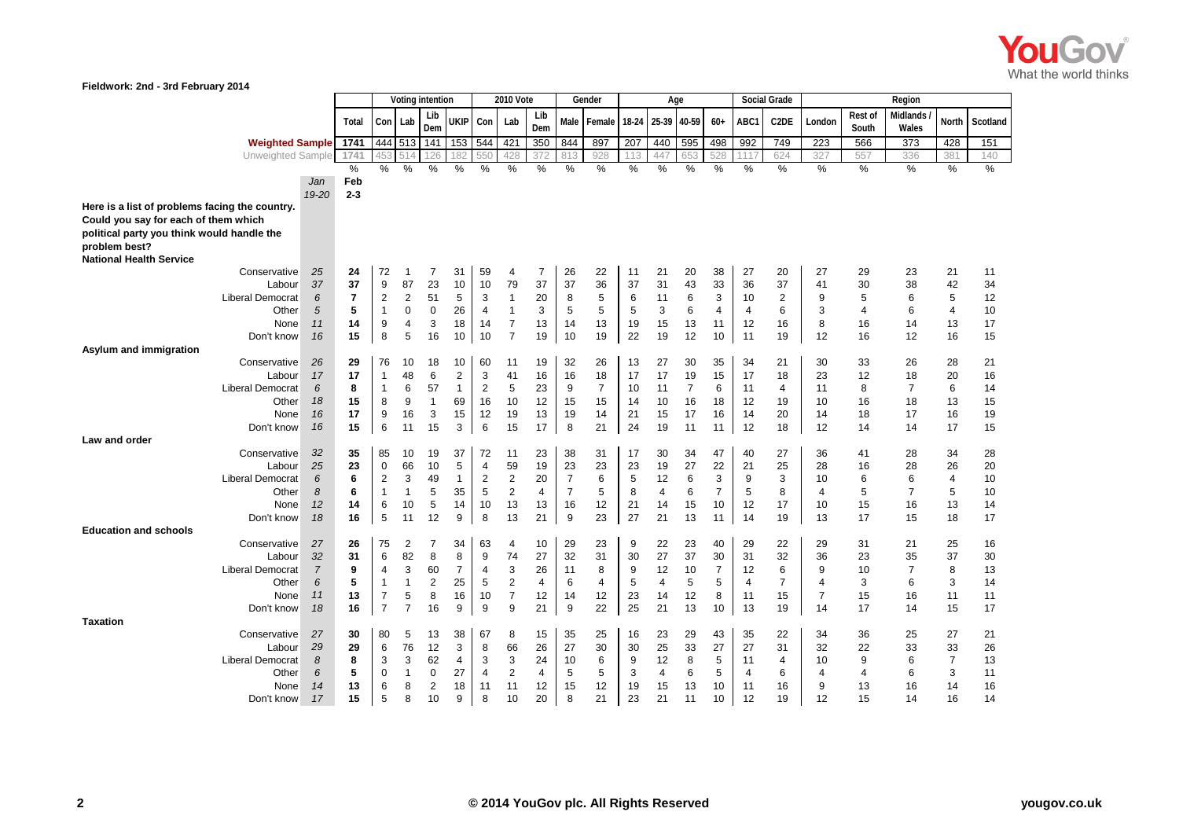Fieldwork: 2nd - 3rd February 2014

| | Jan 19-20 | Feb 2-3 | Voting intention | | | | 2010 Vote | | | Gender | | Age | | | | Social Grade | | Region | | | | |
|---|---|---|---|---|---|---|---|---|---|---|---|---|---|---|---|---|---|---|---|---|---|---|
| | | Total | Con | Lab | Lib Dem | UKIP | Con | Lab | Lib Dem | Male | Female | 18-24 | 25-39 | 40-59 | 60+ | ABC1 | C2DE | London | Rest of South | Midlands / Wales | North | Scotland |
| Weighted Sample | | 1741 | 444 | 513 | 141 | 153 | 544 | 421 | 350 | 844 | 897 | 207 | 440 | 595 | 498 | 992 | 749 | 223 | 566 | 373 | 428 | 151 |
| Unweighted Sample | | 1741 | 453 | 514 | 126 | 182 | 550 | 428 | 372 | 813 | 928 | 113 | 447 | 653 | 528 | 1117 | 624 | 327 | 557 | 336 | 381 | 140 |
| | | % | % | % | % | % | % | % | % | % | % | % | % | % | % | % | % | % | % | % | % | % |
| **Here is a list of problems facing the country. Could you say for each of them which political party you think would handle the problem best?** | | | | | | | | | | | | | | | | | | | | | | |
| **National Health Service** | | | | | | | | | | | | | | | | | | | | | | |
| Conservative | 25 | 24 | 72 | 1 | 7 | 31 | 59 | 4 | 7 | 26 | 22 | 11 | 21 | 20 | 38 | 27 | 20 | 27 | 29 | 23 | 21 | 11 |
| Labour | 37 | 37 | 9 | 87 | 23 | 10 | 10 | 79 | 37 | 37 | 36 | 37 | 31 | 43 | 33 | 36 | 37 | 41 | 30 | 38 | 42 | 34 |
| Liberal Democrat | 6 | 7 | 2 | 2 | 51 | 5 | 3 | 1 | 20 | 8 | 5 | 6 | 11 | 6 | 3 | 10 | 2 | 9 | 5 | 6 | 5 | 12 |
| Other | 5 | 5 | 1 | 0 | 0 | 26 | 4 | 1 | 3 | 5 | 5 | 5 | 3 | 6 | 4 | 4 | 6 | 3 | 4 | 6 | 4 | 10 |
| None | 11 | 14 | 9 | 4 | 3 | 18 | 14 | 7 | 13 | 14 | 13 | 19 | 15 | 13 | 11 | 12 | 16 | 8 | 16 | 14 | 13 | 17 |
| Don't know | 16 | 15 | 8 | 5 | 16 | 10 | 10 | 7 | 19 | 10 | 19 | 22 | 19 | 12 | 10 | 11 | 19 | 12 | 16 | 12 | 16 | 15 |
| **Asylum and immigration** | | | | | | | | | | | | | | | | | | | | | | |
| Conservative | 26 | 29 | 76 | 10 | 18 | 10 | 60 | 11 | 19 | 32 | 26 | 13 | 27 | 30 | 35 | 34 | 21 | 30 | 33 | 26 | 28 | 21 |
| Labour | 17 | 17 | 1 | 48 | 6 | 2 | 3 | 41 | 16 | 16 | 18 | 17 | 17 | 19 | 15 | 17 | 18 | 23 | 12 | 18 | 20 | 16 |
| Liberal Democrat | 6 | 8 | 1 | 6 | 57 | 1 | 2 | 5 | 23 | 9 | 7 | 10 | 11 | 7 | 6 | 11 | 4 | 11 | 8 | 7 | 6 | 14 |
| Other | 18 | 15 | 8 | 9 | 1 | 69 | 16 | 10 | 12 | 15 | 15 | 14 | 10 | 16 | 18 | 12 | 19 | 10 | 16 | 18 | 13 | 15 |
| None | 16 | 17 | 9 | 16 | 3 | 15 | 12 | 19 | 13 | 19 | 14 | 21 | 15 | 17 | 16 | 14 | 20 | 14 | 18 | 17 | 16 | 19 |
| Don't know | 16 | 15 | 6 | 11 | 15 | 3 | 6 | 15 | 17 | 8 | 21 | 24 | 19 | 11 | 11 | 12 | 18 | 12 | 14 | 14 | 17 | 15 |
| **Law and order** | | | | | | | | | | | | | | | | | | | | | | |
| Conservative | 32 | 35 | 85 | 10 | 19 | 37 | 72 | 11 | 23 | 38 | 31 | 17 | 30 | 34 | 47 | 40 | 27 | 36 | 41 | 28 | 34 | 28 |
| Labour | 25 | 23 | 0 | 66 | 10 | 5 | 4 | 59 | 19 | 23 | 23 | 23 | 19 | 27 | 22 | 21 | 25 | 28 | 16 | 28 | 26 | 20 |
| Liberal Democrat | 6 | 6 | 2 | 3 | 49 | 1 | 2 | 2 | 20 | 7 | 6 | 5 | 12 | 6 | 3 | 9 | 3 | 10 | 6 | 6 | 4 | 10 |
| Other | 8 | 6 | 1 | 1 | 5 | 35 | 5 | 2 | 4 | 7 | 5 | 8 | 4 | 6 | 7 | 5 | 8 | 4 | 5 | 7 | 5 | 10 |
| None | 12 | 14 | 6 | 10 | 5 | 14 | 10 | 13 | 13 | 16 | 12 | 21 | 14 | 15 | 10 | 12 | 17 | 10 | 15 | 16 | 13 | 14 |
| Don't know | 18 | 16 | 5 | 11 | 12 | 9 | 8 | 13 | 21 | 9 | 23 | 27 | 21 | 13 | 11 | 14 | 19 | 13 | 17 | 15 | 18 | 17 |
| **Education and schools** | | | | | | | | | | | | | | | | | | | | | | |
| Conservative | 27 | 26 | 75 | 2 | 7 | 34 | 63 | 4 | 10 | 29 | 23 | 9 | 22 | 23 | 40 | 29 | 22 | 29 | 31 | 21 | 25 | 16 |
| Labour | 32 | 31 | 6 | 82 | 8 | 8 | 9 | 74 | 27 | 32 | 31 | 30 | 27 | 37 | 30 | 31 | 32 | 36 | 23 | 35 | 37 | 30 |
| Liberal Democrat | 7 | 9 | 4 | 3 | 60 | 7 | 4 | 3 | 26 | 11 | 8 | 9 | 12 | 10 | 7 | 12 | 6 | 9 | 10 | 7 | 8 | 13 |
| Other | 6 | 5 | 1 | 1 | 2 | 25 | 5 | 2 | 4 | 6 | 4 | 5 | 4 | 5 | 5 | 4 | 7 | 4 | 3 | 6 | 3 | 14 |
| None | 11 | 13 | 7 | 5 | 8 | 16 | 10 | 7 | 12 | 14 | 12 | 23 | 14 | 12 | 8 | 11 | 15 | 7 | 15 | 16 | 11 | 11 |
| Don't know | 18 | 16 | 7 | 7 | 16 | 9 | 9 | 9 | 21 | 9 | 22 | 25 | 21 | 13 | 10 | 13 | 19 | 14 | 17 | 14 | 15 | 17 |
| **Taxation** | | | | | | | | | | | | | | | | | | | | | | |
| Conservative | 27 | 30 | 80 | 5 | 13 | 38 | 67 | 8 | 15 | 35 | 25 | 16 | 23 | 29 | 43 | 35 | 22 | 34 | 36 | 25 | 27 | 21 |
| Labour | 29 | 29 | 6 | 76 | 12 | 3 | 8 | 66 | 26 | 27 | 30 | 30 | 25 | 33 | 27 | 27 | 31 | 32 | 22 | 33 | 33 | 26 |
| Liberal Democrat | 8 | 8 | 3 | 3 | 62 | 4 | 3 | 3 | 24 | 10 | 6 | 9 | 12 | 8 | 5 | 11 | 4 | 10 | 9 | 6 | 7 | 13 |
| Other | 6 | 5 | 0 | 1 | 0 | 27 | 4 | 2 | 4 | 5 | 5 | 3 | 4 | 6 | 5 | 4 | 6 | 4 | 4 | 6 | 3 | 11 |
| None | 14 | 13 | 6 | 8 | 2 | 18 | 11 | 11 | 12 | 15 | 12 | 19 | 15 | 13 | 10 | 11 | 16 | 9 | 13 | 16 | 14 | 16 |
| Don't know | 17 | 15 | 5 | 8 | 10 | 9 | 8 | 10 | 20 | 8 | 21 | 23 | 21 | 11 | 10 | 12 | 19 | 12 | 15 | 14 | 16 | 14 |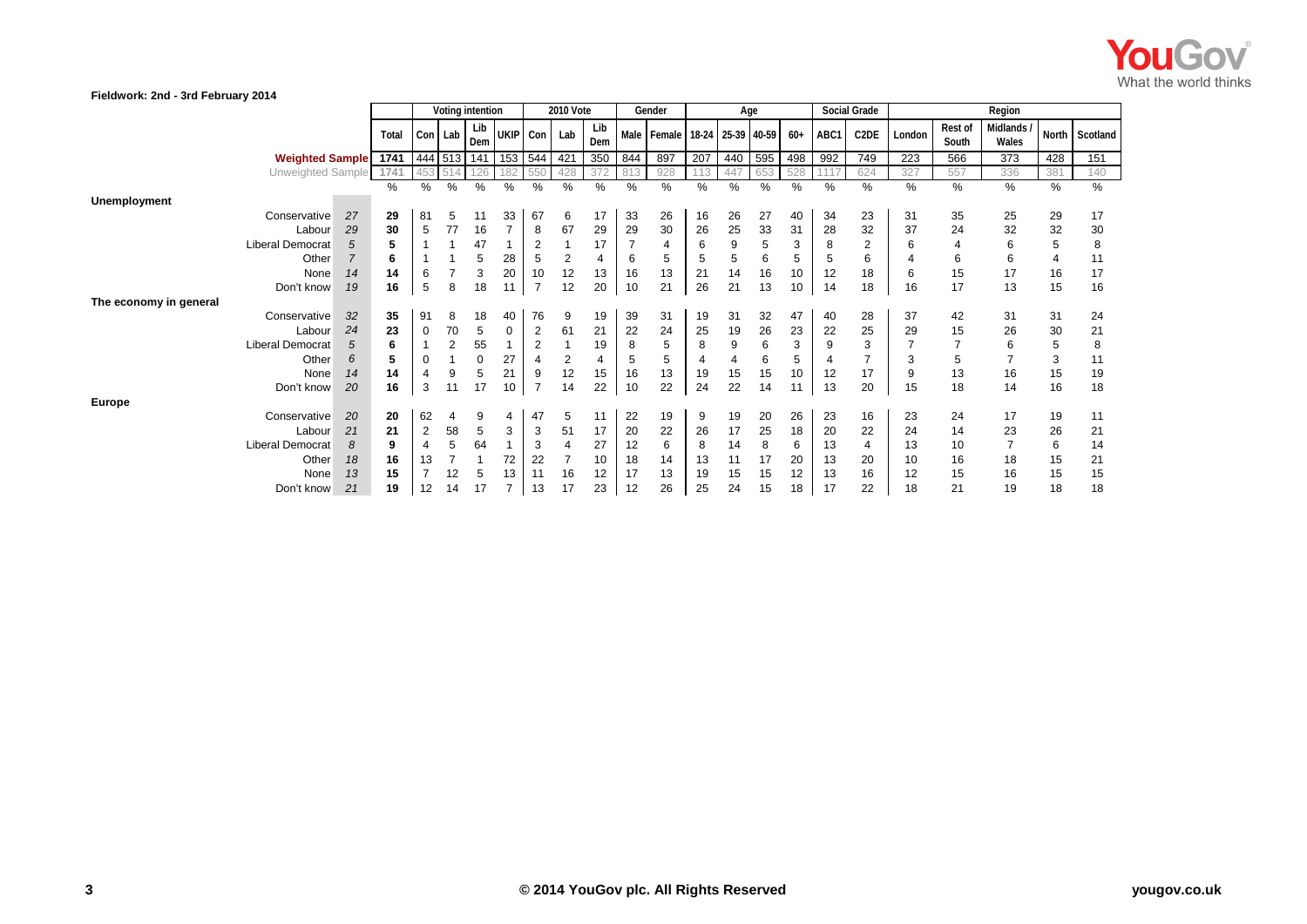Fieldwork: 2nd - 3rd February 2014

| | | Total | Voting intention | | | | 2010 Vote | | | Gender | | Age | | | | Social Grade | | Region | | | | |
|---|---|---|---|---|---|---|---|---|---|---|---|---|---|---|---|---|---|---|---|---|---|---|
| | | | Con | Lab | Lib Dem | UKIP | Con | Lab | Lib Dem | Male | Female | 18-24 | 25-39 | 40-59 | 60+ | ABC1 | C2DE | London | Rest of South | Midlands / Wales | North | Scotland |
| **Weighted Sample** | | 1741 | 444 | 513 | 141 | 153 | 544 | 421 | 350 | 844 | 897 | 207 | 440 | 595 | 498 | 992 | 749 | 223 | 566 | 373 | 428 | 151 |
| Unweighted Sample | | 1741 | 453 | 514 | 126 | 182 | 550 | 428 | 372 | 813 | 928 | 113 | 447 | 653 | 528 | 1117 | 624 | 327 | 557 | 336 | 381 | 140 |
| | | % | % | % | % | % | % | % | % | % | % | % | % | % | % | % | % | % | % | % | % | % |
| **Unemployment** | | | | | | | | | | | | | | | | | | | | | | |
| Conservative | *27* | **29** | 81 | 5 | 11 | 33 | 67 | 6 | 17 | 33 | 26 | 16 | 26 | 27 | 40 | 34 | 23 | 31 | 35 | 25 | 29 | 17 |
| Labour | *29* | **30** | 5 | 77 | 16 | 7 | 8 | 67 | 29 | 29 | 30 | 26 | 25 | 33 | 31 | 28 | 32 | 37 | 24 | 32 | 32 | 30 |
| Liberal Democrat | *5* | **5** | 1 | 1 | 47 | 1 | 2 | 1 | 17 | 7 | 4 | 6 | 9 | 5 | 3 | 8 | 2 | 6 | 4 | 6 | 5 | 8 |
| Other | *7* | **6** | 1 | 1 | 5 | 28 | 5 | 2 | 4 | 6 | 5 | 5 | 5 | 6 | 5 | 5 | 6 | 4 | 6 | 6 | 4 | 11 |
| None | *14* | **14** | 6 | 7 | 3 | 20 | 10 | 12 | 13 | 16 | 13 | 21 | 14 | 16 | 10 | 12 | 18 | 6 | 15 | 17 | 16 | 17 |
| Don't know | *19* | **16** | 5 | 8 | 18 | 11 | 7 | 12 | 20 | 10 | 21 | 26 | 21 | 13 | 10 | 14 | 18 | 16 | 17 | 13 | 15 | 16 |
| **The economy in general** | | | | | | | | | | | | | | | | | | | | | | |
| Conservative | *32* | **35** | 91 | 8 | 18 | 40 | 76 | 9 | 19 | 39 | 31 | 19 | 31 | 32 | 47 | 40 | 28 | 37 | 42 | 31 | 31 | 24 |
| Labour | *24* | **23** | 0 | 70 | 5 | 0 | 2 | 61 | 21 | 22 | 24 | 25 | 19 | 26 | 23 | 22 | 25 | 29 | 15 | 26 | 30 | 21 |
| Liberal Democrat | *5* | **6** | 1 | 2 | 55 | 1 | 2 | 1 | 19 | 8 | 5 | 8 | 9 | 6 | 3 | 9 | 3 | 7 | 7 | 6 | 5 | 8 |
| Other | *6* | **5** | 0 | 1 | 0 | 27 | 4 | 2 | 4 | 5 | 5 | 4 | 4 | 6 | 5 | 4 | 7 | 3 | 5 | 7 | 3 | 11 |
| None | *14* | **14** | 4 | 9 | 5 | 21 | 9 | 12 | 15 | 16 | 13 | 19 | 15 | 15 | 10 | 12 | 17 | 9 | 13 | 16 | 15 | 19 |
| Don't know | *20* | **16** | 3 | 11 | 17 | 10 | 7 | 14 | 22 | 10 | 22 | 24 | 22 | 14 | 11 | 13 | 20 | 15 | 18 | 14 | 16 | 18 |
| **Europe** | | | | | | | | | | | | | | | | | | | | | | |
| Conservative | *20* | **20** | 62 | 4 | 9 | 4 | 47 | 5 | 11 | 22 | 19 | 9 | 19 | 20 | 26 | 23 | 16 | 23 | 24 | 17 | 19 | 11 |
| Labour | *21* | **21** | 2 | 58 | 5 | 3 | 3 | 51 | 17 | 20 | 22 | 26 | 17 | 25 | 18 | 20 | 22 | 24 | 14 | 23 | 26 | 21 |
| Liberal Democrat | *8* | **9** | 4 | 5 | 64 | 1 | 3 | 4 | 27 | 12 | 6 | 8 | 14 | 8 | 6 | 13 | 4 | 13 | 10 | 7 | 6 | 14 |
| Other | *18* | **16** | 13 | 7 | 1 | 72 | 22 | 7 | 10 | 18 | 14 | 13 | 11 | 17 | 20 | 13 | 20 | 10 | 16 | 18 | 15 | 21 |
| None | *13* | **15** | 7 | 12 | 5 | 13 | 11 | 16 | 12 | 17 | 13 | 19 | 15 | 15 | 12 | 13 | 16 | 12 | 15 | 16 | 15 | 15 |
| Don't know | *21* | **19** | 12 | 14 | 17 | 7 | 13 | 17 | 23 | 12 | 26 | 25 | 24 | 15 | 18 | 17 | 22 | 18 | 21 | 19 | 18 | 18 |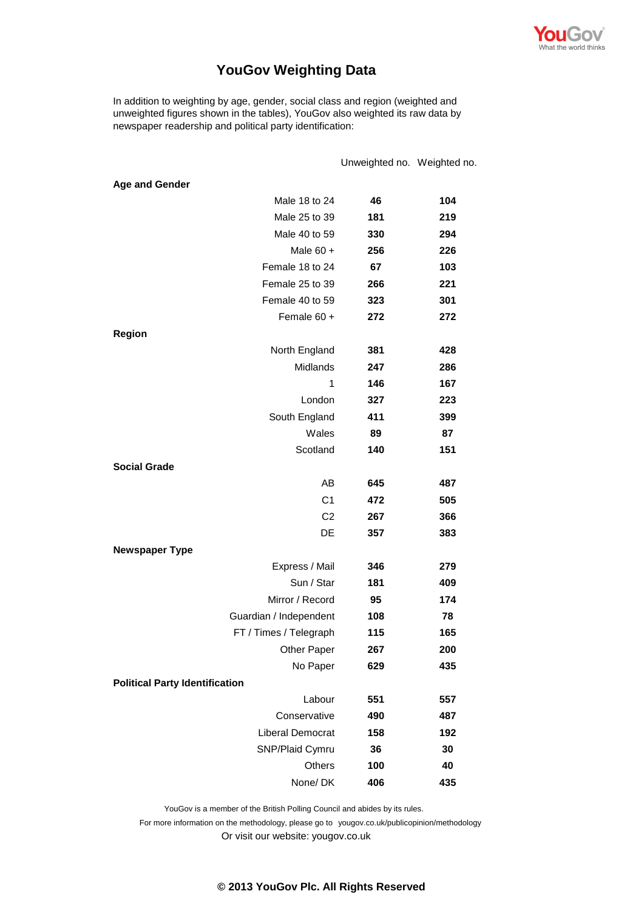# YouGov Weighting Data

In addition to weighting by age, gender, social class and region (weighted and unweighted figures shown in the tables), YouGov also weighted its raw data by newspaper readership and political party identification:

| | Unweighted no. | Weighted no. |
|---|---|---|
| **Age and Gender** | | |
| Male 18 to 24 | **46** | **104** |
| Male 25 to 39 | **181** | **219** |
| Male 40 to 59 | **330** | **294** |
| Male 60 + | **256** | **226** |
| Female 18 to 24 | **67** | **103** |
| Female 25 to 39 | **266** | **221** |
| Female 40 to 59 | **323** | **301** |
| Female 60 + | **272** | **272** |
| **Region** | | |
| North England | **381** | **428** |
| Midlands | **247** | **286** |
| 1 | **146** | **167** |
| London | **327** | **223** |
| South England | **411** | **399** |
| Wales | **89** | **87** |
| Scotland | **140** | **151** |
| **Social Grade** | | |
| AB | **645** | **487** |
| C1 | **472** | **505** |
| C2 | **267** | **366** |
| DE | **357** | **383** |
| **Newspaper Type** | | |
| Express / Mail | **346** | **279** |
| Sun / Star | **181** | **409** |
| Mirror / Record | **95** | **174** |
| Guardian / Independent | **108** | **78** |
| FT / Times / Telegraph | **115** | **165** |
| Other Paper | **267** | **200** |
| No Paper | **629** | **435** |
| **Political Party Identification** | | |
| Labour | **551** | **557** |
| Conservative | **490** | **487** |
| Liberal Democrat | **158** | **192** |
| SNP/Plaid Cymru | **36** | **30** |
| Others | **100** | **40** |
| None/ DK | **406** | **435** |

YouGov is a member of the British Polling Council and abides by its rules.

For more information on the methodology, please go to yougov.co.uk/publicopinion/methodology

Or visit our website: yougov.co.uk

**© 2013 YouGov Plc. All Rights Reserved**